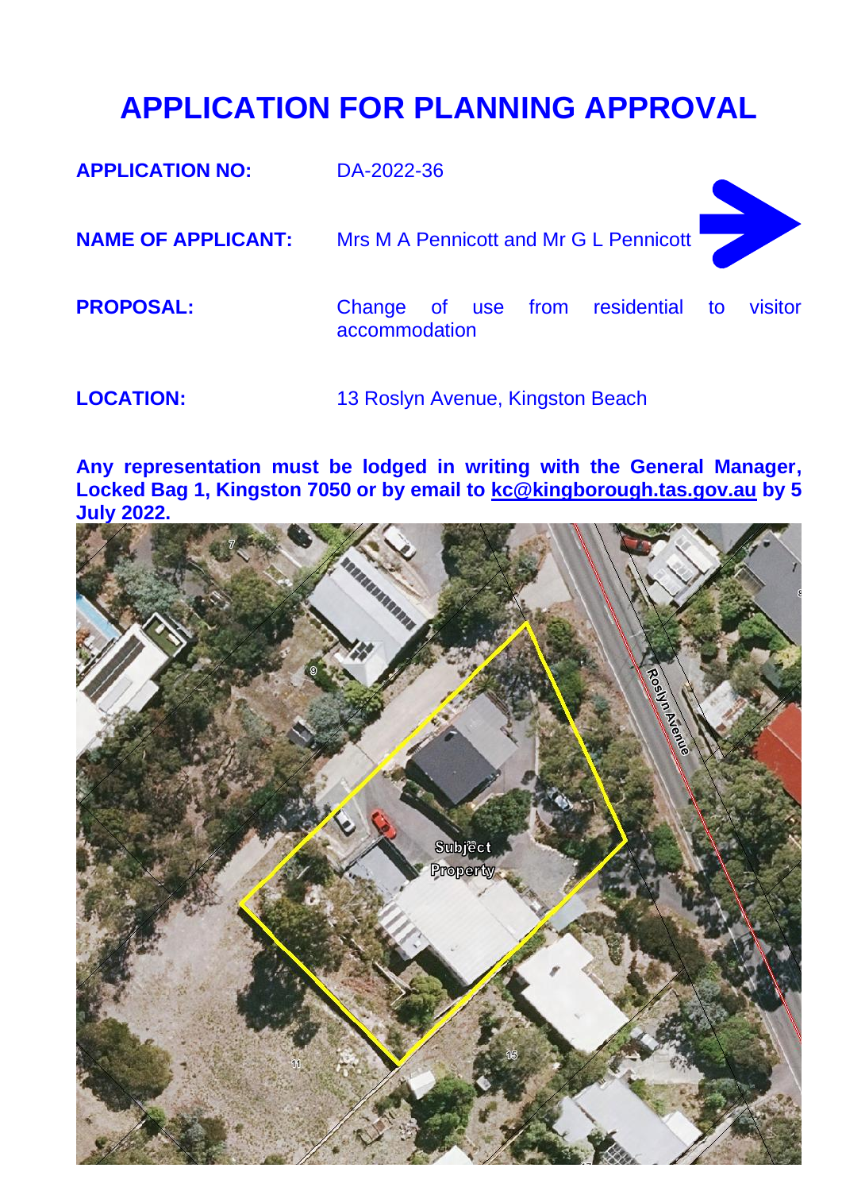# APPLICATION FOR PLANNING APPROVAL

**APPLICATION NO:** DA-2022-36

**NAME OF APPLICANT:** Mrs M A Pennicott and Mr G L Pennicott

**PROPOSAL:** Change of use from residential to visitor accommodation

**LOCATION:** 13 Roslyn Avenue, Kingston Beach

**Any representation must be lodged in writing with the General Manager, Locked Bag 1, Kingston 7050 or by email to kc@kingborough.tas.gov.au by 5 July 2022.**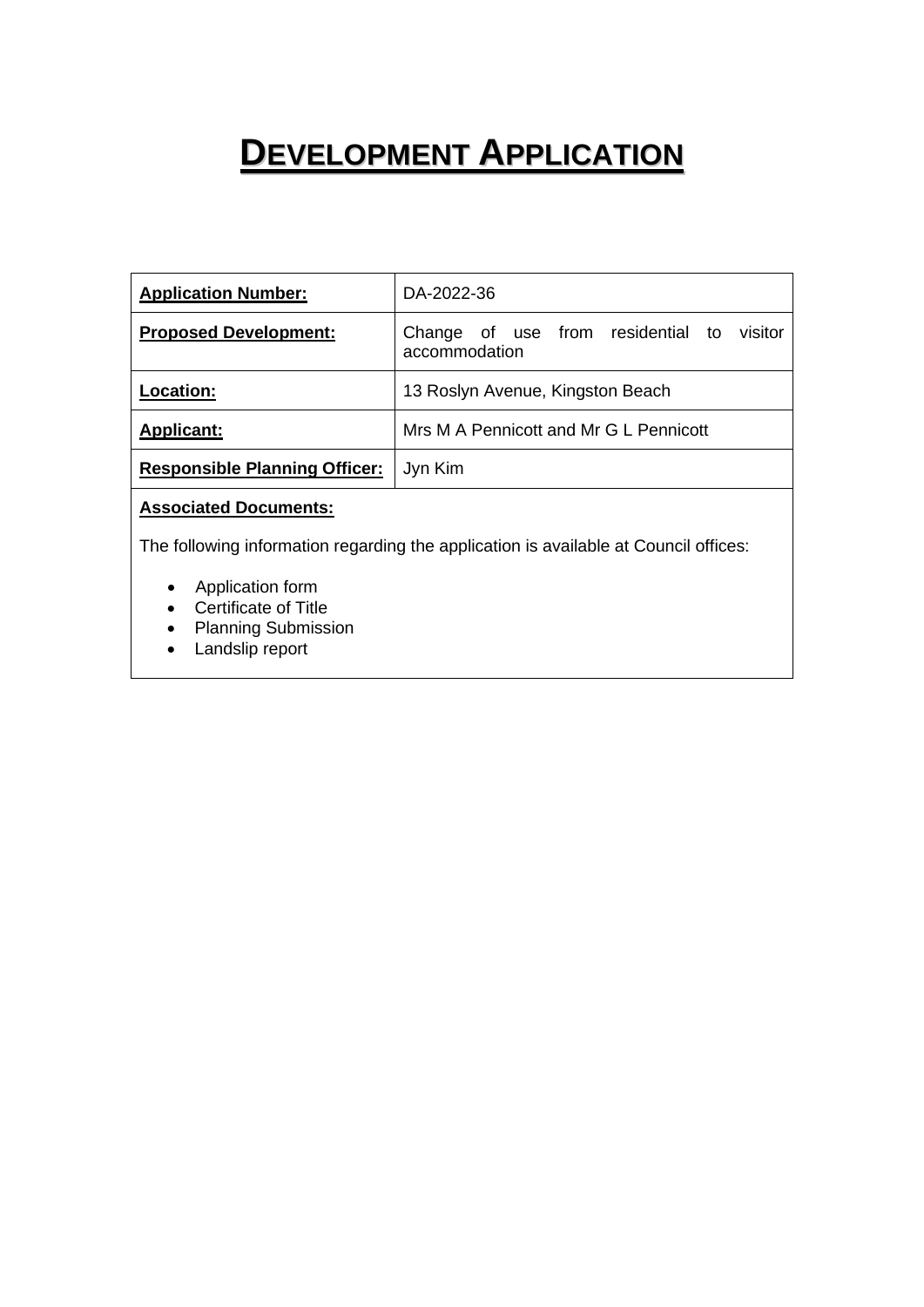# DEVELOPMENT APPLICATION

| **Application Number:** | DA-2022-36 |
|---|---|
| **Proposed Development:** | Change of use from residential to visitor accommodation |
| **Location:** | 13 Roslyn Avenue, Kingston Beach |
| **Applicant:** | Mrs M A Pennicott and Mr G L Pennicott |
| **Responsible Planning Officer:** | Jyn Kim |

**Associated Documents:**

The following information regarding the application is available at Council offices:

- Application form
- Certificate of Title
- Planning Submission
- Landslip report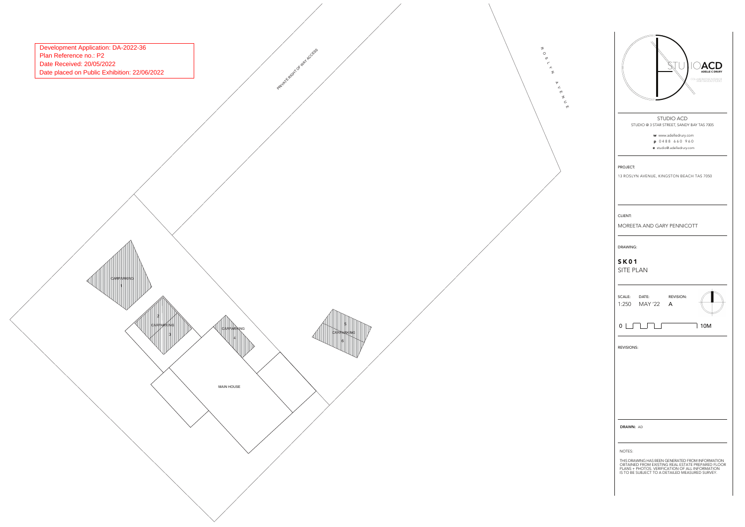Development Application: DA-2022-36
Plan Reference no.: P2
Date Received: 20/05/2022
Date placed on Public Exhibition: 22/06/2022

PRIVATE RIGHT OF WAY ACCESS

ROSLYN AVENUE

CARPARKING 1

2 CARPARKING 3

CARPARKING 4

5 CARPARKING 6

MAIN HOUSE

STUDIO ACD
ADELLE C DRURY

STUDIO ACD
STUDIO @ 3 STAR STREET, SANDY BAY TAS 7005

**w** www.adelledrury.com
**p** 0488 660 960
**e** studio@.adelledrury.com

PROJECT:

13 ROSLYN AVENUE, KINGSTON BEACH TAS 7050

CLIENT:

MOREETA AND GARY PENNICOTT

DRAWING:

**SK01**
SITE PLAN

| SCALE: | DATE: | REVISION: |
|---|---|---|
| 1:250 | MAY '22 | A |

0 — 10M

REVISIONS:

**DRAWN:** AD

NOTES:

THIS DRAWING HAS BEEN GENERATED FROM INFORMATION OBTAINED FROM EXISTING REAL ESTATE PREPARED FLOOR PLANS + PHOTOS. VERIFICATION OF ALL INFORMATION IS TO BE SUBJECT TO A DETAILED MEASURED SURVEY.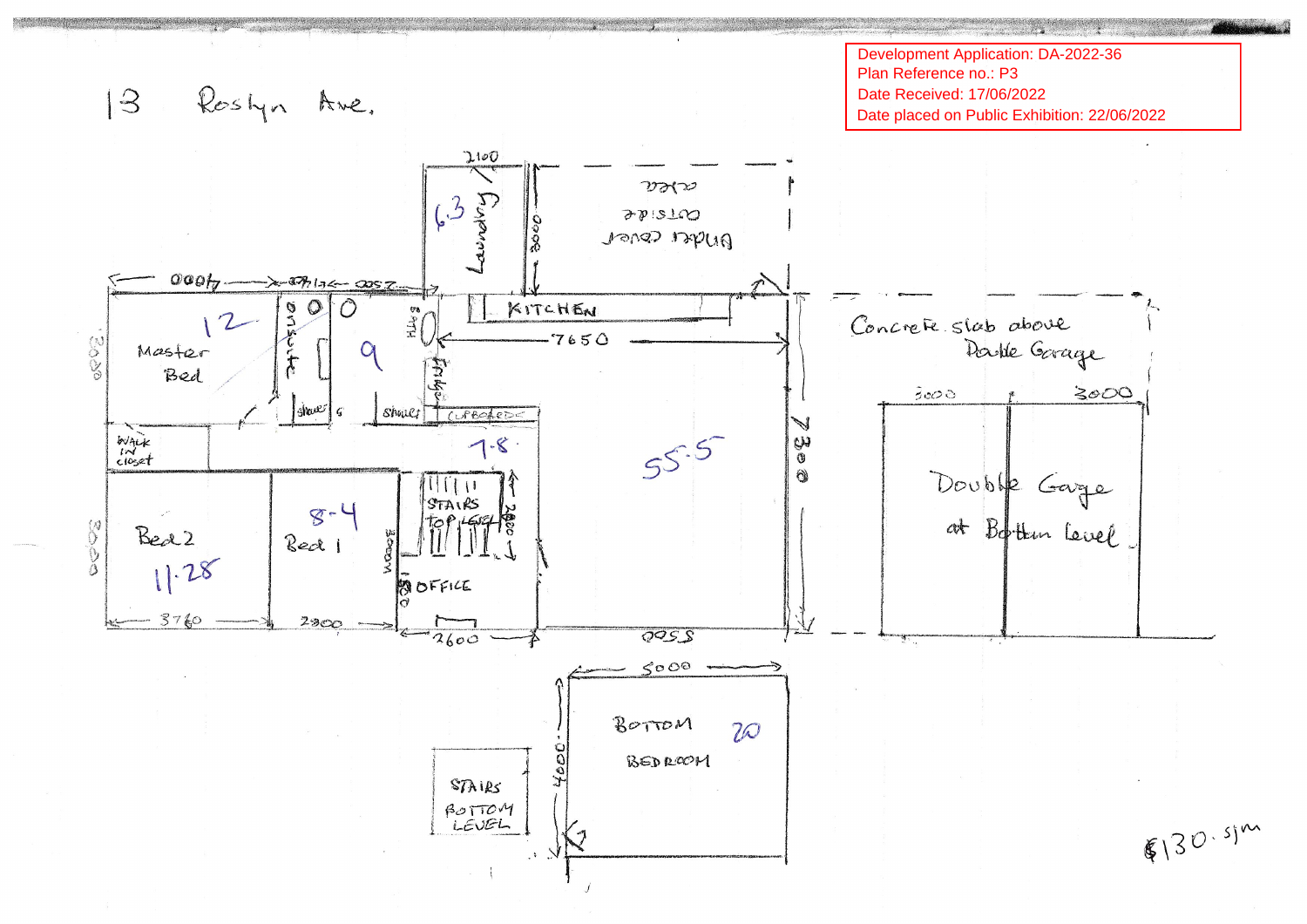Development Application: DA-2022-36
Plan Reference no.: P3
Date Received: 17/06/2022
Date placed on Public Exhibition: 22/06/2022

13 Roslyn Ave.

2100

6.3 Laundry

3000

Under cover outside area

4000

KITCHEN

7650

Master Bed

12

Ensuite

9

Shower

Shower

Hallway

CUPBOARDS

WALK IN closet

3000

7.8

55.5

7300

STAIRS TOP LEVEL

2000

Bed 2

11.28

8.4

Bed 1

OFFICE

3000

3760

2800

2600

5500

Concrete slab above Double Garage

3000

3000

Double Garage at Bottom Level

5000

BOTTOM BEDROOM

20

4000

STAIRS BOTTOM LEVEL

130 sqm